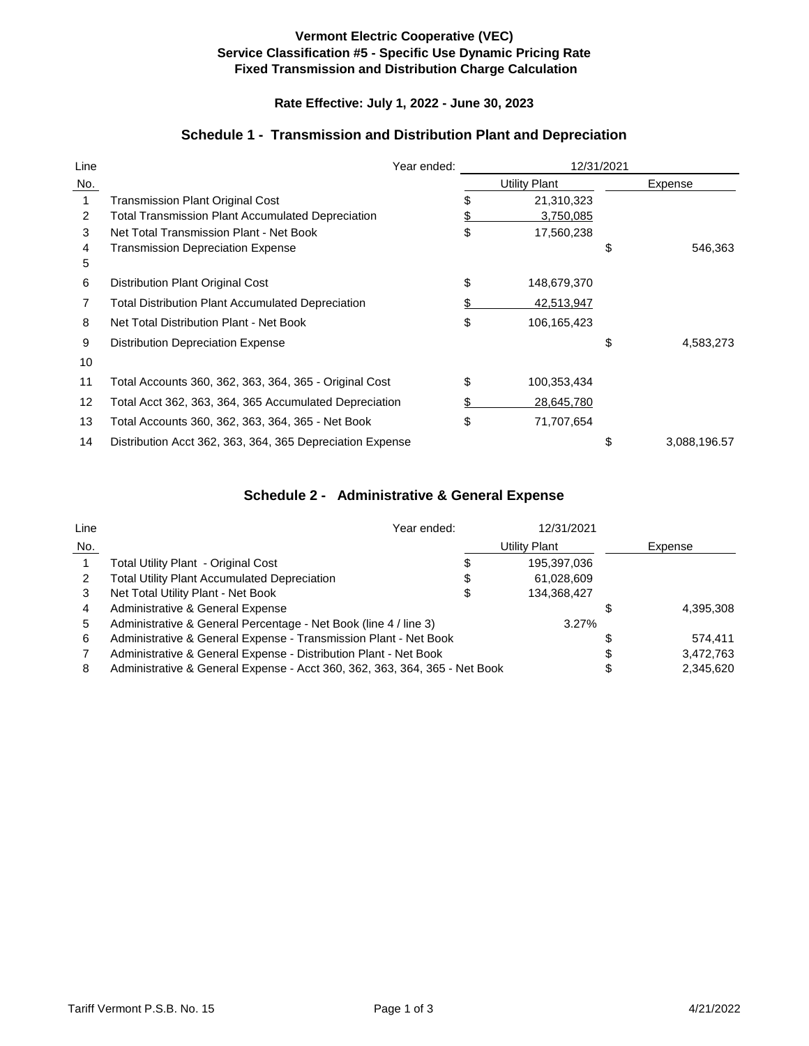**Vermont Electric Cooperative (VEC)**
**Service Classification #5 - Specific Use Dynamic Pricing Rate**
**Fixed Transmission and Distribution Charge Calculation**

**Rate Effective: July 1, 2022 - June 30, 2023**

## Schedule 1 - Transmission and Distribution Plant and Depreciation

| Line No. | Year ended: | 12/31/2021 Utility Plant | Expense |
|---|---|---|---|
| 1 | Transmission Plant Original Cost | $ 21,310,323 | |
| 2 | Total Transmission Plant Accumulated Depreciation | $ 3,750,085 | |
| 3 | Net Total Transmission Plant - Net Book | $ 17,560,238 | |
| 4 | Transmission Depreciation Expense | | $ 546,363 |
| 5 | | | |
| 6 | Distribution Plant Original Cost | $ 148,679,370 | |
| 7 | Total Distribution Plant Accumulated Depreciation | $ 42,513,947 | |
| 8 | Net Total Distribution Plant - Net Book | $ 106,165,423 | |
| 9 | Distribution Depreciation Expense | | $ 4,583,273 |
| 10 | | | |
| 11 | Total Accounts 360, 362, 363, 364, 365 - Original Cost | $ 100,353,434 | |
| 12 | Total Acct 362, 363, 364, 365 Accumulated Depreciation | $ 28,645,780 | |
| 13 | Total Accounts 360, 362, 363, 364, 365 - Net Book | $ 71,707,654 | |
| 14 | Distribution Acct 362, 363, 364, 365 Depreciation Expense | | $ 3,088,196.57 |

## Schedule 2 - Administrative & General Expense

| Line No. | Year ended: | 12/31/2021 Utility Plant | Expense |
|---|---|---|---|
| 1 | Total Utility Plant - Original Cost | $ 195,397,036 | |
| 2 | Total Utility Plant Accumulated Depreciation | $ 61,028,609 | |
| 3 | Net Total Utility Plant - Net Book | $ 134,368,427 | |
| 4 | Administrative & General Expense | | $ 4,395,308 |
| 5 | Administrative & General Percentage - Net Book (line 4 / line 3) | 3.27% | |
| 6 | Administrative & General Expense - Transmission Plant - Net Book | | $ 574,411 |
| 7 | Administrative & General Expense - Distribution Plant - Net Book | | $ 3,472,763 |
| 8 | Administrative & General Expense - Acct 360, 362, 363, 364, 365 - Net Book | | $ 2,345,620 |

Tariff Vermont P.S.B. No. 15 — 4/21/2022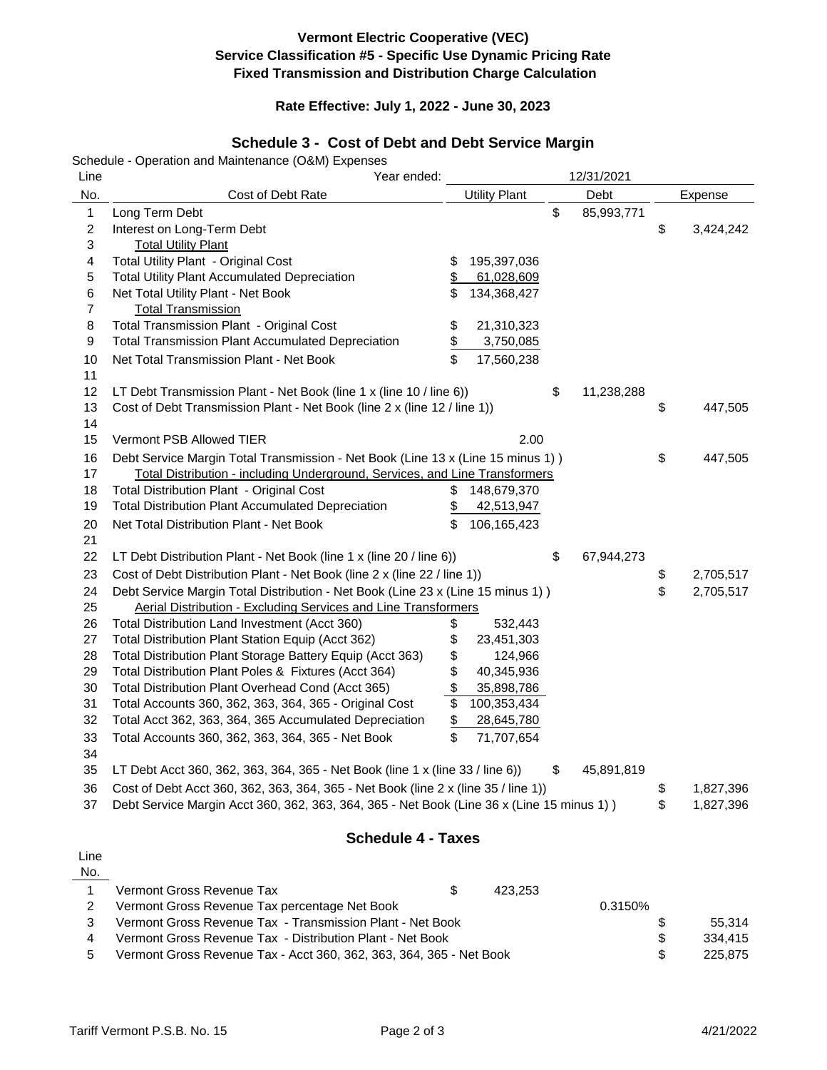**Vermont Electric Cooperative (VEC)**
**Service Classification #5 - Specific Use Dynamic Pricing Rate**
**Fixed Transmission and Distribution Charge Calculation**

**Rate Effective: July 1, 2022 - June 30, 2023**

## Schedule 3 - Cost of Debt and Debt Service Margin

Schedule - Operation and Maintenance (O&M) Expenses

| Line | Year ended: | 12/31/2021 | | |
|---|---|---|---|---|
| No. | Cost of Debt Rate | Utility Plant | Debt | Expense |
| 1 | Long Term Debt | | $ 85,993,771 | |
| 2 | Interest on Long-Term Debt | | | $ 3,424,242 |
| 3 | Total Utility Plant | | | |
| 4 | Total Utility Plant - Original Cost | $ 195,397,036 | | |
| 5 | Total Utility Plant Accumulated Depreciation | $ 61,028,609 | | |
| 6 | Net Total Utility Plant - Net Book | $ 134,368,427 | | |
| 7 | Total Transmission | | | |
| 8 | Total Transmission Plant - Original Cost | $ 21,310,323 | | |
| 9 | Total Transmission Plant Accumulated Depreciation | $ 3,750,085 | | |
| 10 | Net Total Transmission Plant - Net Book | $ 17,560,238 | | |
| 11 | | | | |
| 12 | LT Debt Transmission Plant - Net Book (line 1 x (line 10 / line 6)) | | $ 11,238,288 | |
| 13 | Cost of Debt Transmission Plant - Net Book (line 2 x (line 12 / line 1)) | | | $ 447,505 |
| 14 | | | | |
| 15 | Vermont PSB Allowed TIER | 2.00 | | |
| 16 | Debt Service Margin Total Transmission - Net Book (Line 13 x (Line 15 minus 1) ) | | | $ 447,505 |
| 17 | Total Distribution - including Underground, Services, and Line Transformers | | | |
| 18 | Total Distribution Plant - Original Cost | $ 148,679,370 | | |
| 19 | Total Distribution Plant Accumulated Depreciation | $ 42,513,947 | | |
| 20 | Net Total Distribution Plant - Net Book | $ 106,165,423 | | |
| 21 | | | | |
| 22 | LT Debt Distribution Plant - Net Book (line 1 x (line 20 / line 6)) | | $ 67,944,273 | |
| 23 | Cost of Debt Distribution Plant - Net Book (line 2 x (line 22 / line 1)) | | | $ 2,705,517 |
| 24 | Debt Service Margin Total Distribution - Net Book (Line 23 x (Line 15 minus 1) ) | | | $ 2,705,517 |
| 25 | Aerial Distribution - Excluding Services and Line Transformers | | | |
| 26 | Total Distribution Land Investment (Acct 360) | $ 532,443 | | |
| 27 | Total Distribution Plant Station Equip (Acct 362) | $ 23,451,303 | | |
| 28 | Total Distribution Plant Storage Battery Equip (Acct 363) | $ 124,966 | | |
| 29 | Total Distribution Plant Poles & Fixtures (Acct 364) | $ 40,345,936 | | |
| 30 | Total Distribution Plant Overhead Cond (Acct 365) | $ 35,898,786 | | |
| 31 | Total Accounts 360, 362, 363, 364, 365 - Original Cost | $ 100,353,434 | | |
| 32 | Total Acct 362, 363, 364, 365 Accumulated Depreciation | $ 28,645,780 | | |
| 33 | Total Accounts 360, 362, 363, 364, 365 - Net Book | $ 71,707,654 | | |
| 34 | | | | |
| 35 | LT Debt Acct 360, 362, 363, 364, 365 - Net Book (line 1 x (line 33 / line 6)) | | $ 45,891,819 | |
| 36 | Cost of Debt Acct 360, 362, 363, 364, 365 - Net Book (line 2 x (line 35 / line 1)) | | | $ 1,827,396 |
| 37 | Debt Service Margin Acct 360, 362, 363, 364, 365 - Net Book (Line 36 x (Line 15 minus 1) ) | | | $ 1,827,396 |

## Schedule 4 - Taxes

| Line No. | | | | |
|---|---|---|---|---|
| 1 | Vermont Gross Revenue Tax | $ 423,253 | | |
| 2 | Vermont Gross Revenue Tax percentage Net Book | | 0.3150% | |
| 3 | Vermont Gross Revenue Tax - Transmission Plant - Net Book | | | $ 55,314 |
| 4 | Vermont Gross Revenue Tax - Distribution Plant - Net Book | | | $ 334,415 |
| 5 | Vermont Gross Revenue Tax - Acct 360, 362, 363, 364, 365 - Net Book | | | $ 225,875 |

Tariff Vermont P.S.B. No. 15 — 4/21/2022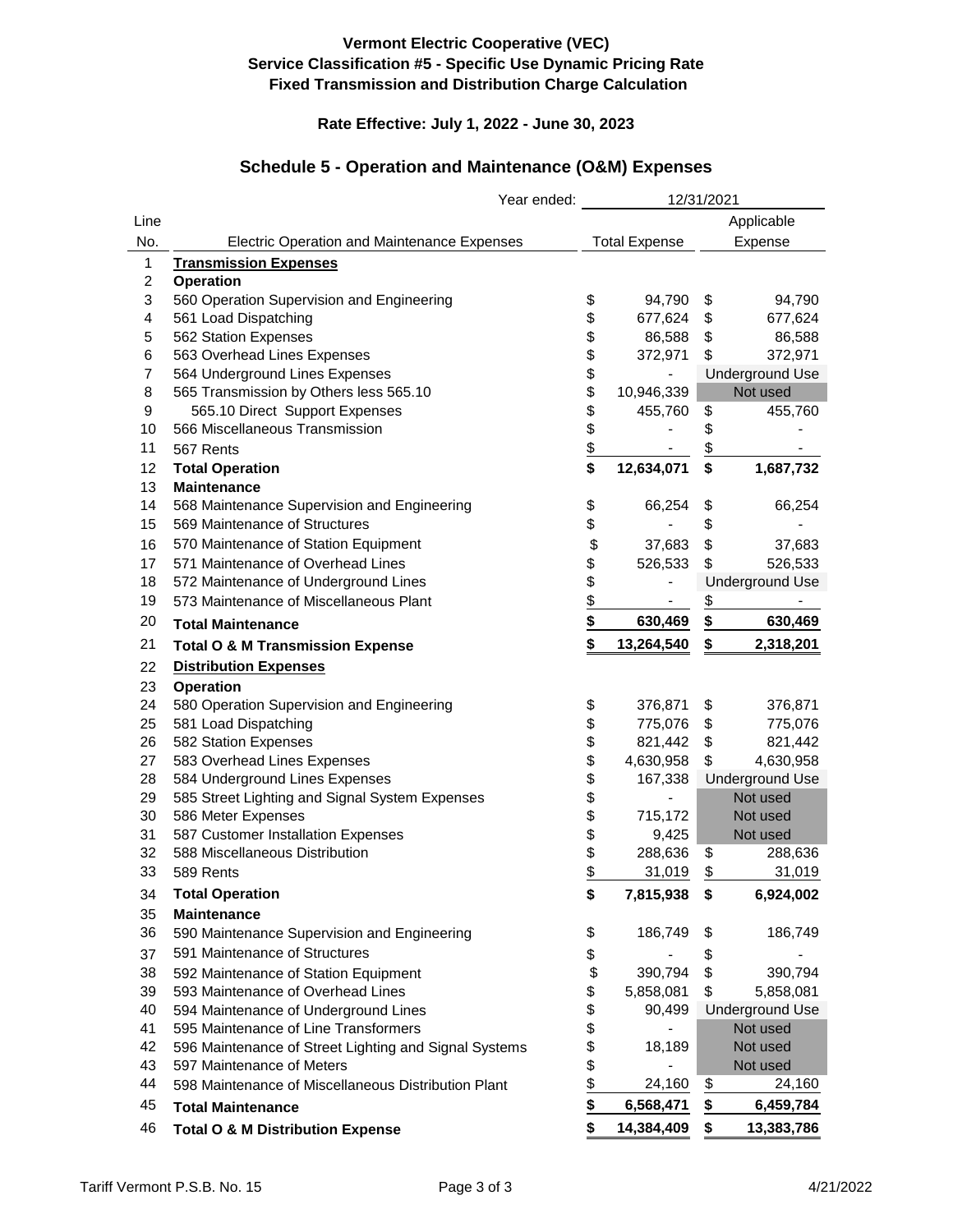# Vermont Electric Cooperative (VEC)
## Service Classification #5 - Specific Use Dynamic Pricing Rate
## Fixed Transmission and Distribution Charge Calculation

**Rate Effective: July 1, 2022 - June 30, 2023**

## Schedule 5 - Operation and Maintenance (O&M) Expenses

| Line No. | Electric Operation and Maintenance Expenses | Year ended: 12/31/2021 Total Expense | Applicable Expense |
|---|---|---|---|
| 1 | **Transmission Expenses** | | |
| 2 | **Operation** | | |
| 3 | 560 Operation Supervision and Engineering | $ 94,790 | $ 94,790 |
| 4 | 561 Load Dispatching | $ 677,624 | $ 677,624 |
| 5 | 562 Station Expenses | $ 86,588 | $ 86,588 |
| 6 | 563 Overhead Lines Expenses | $ 372,971 | $ 372,971 |
| 7 | 564 Underground Lines Expenses | $ - | Underground Use |
| 8 | 565 Transmission by Others less 565.10 | $ 10,946,339 | Not used |
| 9 | 565.10 Direct Support Expenses | $ 455,760 | $ 455,760 |
| 10 | 566 Miscellaneous Transmission | $ - | $ - |
| 11 | 567 Rents | $ - | $ - |
| 12 | **Total Operation** | **$ 12,634,071** | **$ 1,687,732** |
| 13 | **Maintenance** | | |
| 14 | 568 Maintenance Supervision and Engineering | $ 66,254 | $ 66,254 |
| 15 | 569 Maintenance of Structures | $ - | $ - |
| 16 | 570 Maintenance of Station Equipment | $ 37,683 | $ 37,683 |
| 17 | 571 Maintenance of Overhead Lines | $ 526,533 | $ 526,533 |
| 18 | 572 Maintenance of Underground Lines | $ - | Underground Use |
| 19 | 573 Maintenance of Miscellaneous Plant | $ - | $ - |
| 20 | **Total Maintenance** | **$ 630,469** | **$ 630,469** |
| 21 | **Total O & M Transmission Expense** | **$ 13,264,540** | **$ 2,318,201** |
| 22 | **Distribution Expenses** | | |
| 23 | **Operation** | | |
| 24 | 580 Operation Supervision and Engineering | $ 376,871 | $ 376,871 |
| 25 | 581 Load Dispatching | $ 775,076 | $ 775,076 |
| 26 | 582 Station Expenses | $ 821,442 | $ 821,442 |
| 27 | 583 Overhead Lines Expenses | $ 4,630,958 | $ 4,630,958 |
| 28 | 584 Underground Lines Expenses | $ 167,338 | Underground Use |
| 29 | 585 Street Lighting and Signal System Expenses | $ - | Not used |
| 30 | 586 Meter Expenses | $ 715,172 | Not used |
| 31 | 587 Customer Installation Expenses | $ 9,425 | Not used |
| 32 | 588 Miscellaneous Distribution | $ 288,636 | $ 288,636 |
| 33 | 589 Rents | $ 31,019 | $ 31,019 |
| 34 | **Total Operation** | **$ 7,815,938** | **$ 6,924,002** |
| 35 | **Maintenance** | | |
| 36 | 590 Maintenance Supervision and Engineering | $ 186,749 | $ 186,749 |
| 37 | 591 Maintenance of Structures | $ - | $ - |
| 38 | 592 Maintenance of Station Equipment | $ 390,794 | $ 390,794 |
| 39 | 593 Maintenance of Overhead Lines | $ 5,858,081 | $ 5,858,081 |
| 40 | 594 Maintenance of Underground Lines | $ 90,499 | Underground Use |
| 41 | 595 Maintenance of Line Transformers | $ - | Not used |
| 42 | 596 Maintenance of Street Lighting and Signal Systems | $ 18,189 | Not used |
| 43 | 597 Maintenance of Meters | $ - | Not used |
| 44 | 598 Maintenance of Miscellaneous Distribution Plant | $ 24,160 | $ 24,160 |
| 45 | **Total Maintenance** | **$ 6,568,471** | **$ 6,459,784** |
| 46 | **Total O & M Distribution Expense** | **$ 14,384,409** | **$ 13,383,786** |

Tariff Vermont P.S.B. No. 15 — 4/21/2022